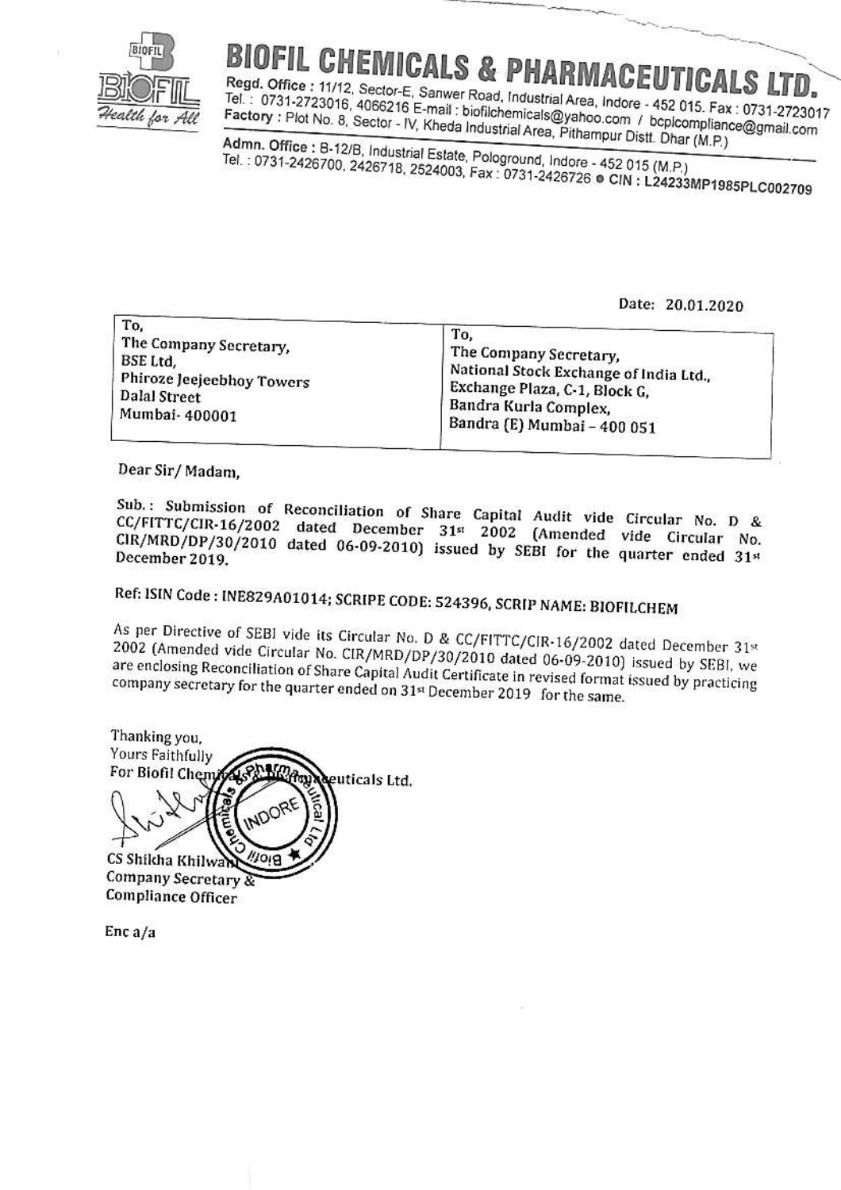# BIOFIL CHEMICALS & PHARMACEUTICALS LTD.

BIOFIL

*Health for All*

**Regd. Office :** 11/12, Sector-E, Sanwer Road, Industrial Area, Indore - 452 015. Fax : 0731-2723017
Tel. : 0731-2723016, 4066216 E-mail : biofilchemicals@yahoo.com / bcplcompliance@gmail.com
**Factory :** Plot No. 8, Sector - IV, Kheda Industrial Area, Pithampur Distt. Dhar (M.P.)

**Admn. Office :** B-12/B, Industrial Estate, Pologround, Indore - 452 015 (M.P.)
Tel. : 0731-2426700, 2426718, 2524003, Fax : 0731-2426726 ● CIN : L24233MP1985PLC002709

Date: 20.01.2020

| To, The Company Secretary, BSE Ltd, Phiroze Jeejeebhoy Towers Dalal Street Mumbai- 400001 | To, The Company Secretary, National Stock Exchange of India Ltd., Exchange Plaza, C-1, Block G, Bandra Kurla Complex, Bandra (E) Mumbai – 400 051 |
|---|---|

Dear Sir/ Madam,

Sub.: Submission of Reconciliation of Share Capital Audit vide Circular No. D & CC/FITTC/CIR-16/2002 dated December 31st 2002 (Amended vide Circular No. CIR/MRD/DP/30/2010 dated 06-09-2010) issued by SEBI for the quarter ended 31st December 2019.

Ref: ISIN Code : INE829A01014; SCRIPE CODE: 524396, SCRIP NAME: BIOFILCHEM

As per Directive of SEBI vide its Circular No. D & CC/FITTC/CIR-16/2002 dated December 31st 2002 (Amended vide Circular No. CIR/MRD/DP/30/2010 dated 06-09-2010) issued by SEBI, we are enclosing Reconciliation of Share Capital Audit Certificate in revised format issued by practicing company secretary for the quarter ended on 31st December 2019 for the same.

Thanking you,
Yours Faithfully
For Biofil Chemicals & Pharmaceuticals Ltd.

CS Shikha Khilwani
Company Secretary &
Compliance Officer

Enc a/a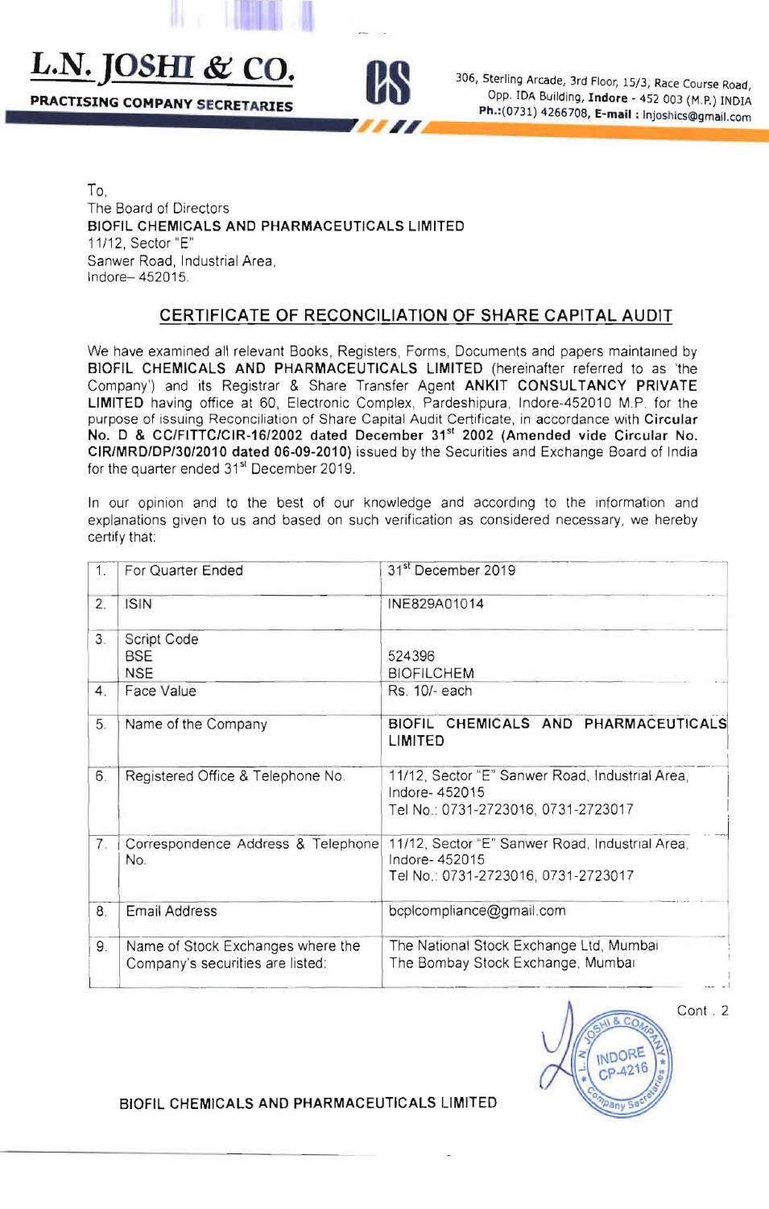**L.N. JOSHI & CO.**

**PRACTISING COMPANY SECRETARIES**

306, Sterling Arcade, 3rd Floor, 15/3, Race Course Road, Opp. IDA Building, **Indore** - 452 003 (M.P.) INDIA
**Ph.:**(0731) 4266708, **E-mail :** lnjoshics@gmail.com

To,
The Board of Directors
**BIOFIL CHEMICALS AND PHARMACEUTICALS LIMITED**
11/12, Sector "E"
Sanwer Road, Industrial Area,
Indore– 452015.

## CERTIFICATE OF RECONCILIATION OF SHARE CAPITAL AUDIT

We have examined all relevant Books, Registers, Forms, Documents and papers maintained by **BIOFIL CHEMICALS AND PHARMACEUTICALS LIMITED** (hereinafter referred to as 'the Company') and its Registrar & Share Transfer Agent **ANKIT CONSULTANCY PRIVATE LIMITED** having office at 60, Electronic Complex, Pardeshipura, Indore-452010 M.P. for the purpose of issuing Reconciliation of Share Capital Audit Certificate, in accordance with **Circular No. D & CC/FITTC/CIR-16/2002 dated December 31st 2002 (Amended vide Circular No. CIR/MRD/DP/30/2010 dated 06-09-2010)** issued by the Securities and Exchange Board of India for the quarter ended 31st December 2019.

In our opinion and to the best of our knowledge and according to the information and explanations given to us and based on such verification as considered necessary, we hereby certify that:

| | | |
|---|---|---|
| 1. | For Quarter Ended | 31st December 2019 |
| 2. | ISIN | INE829A01014 |
| 3. | Script Code<br>BSE<br>NSE | <br>524396<br>BIOFILCHEM |
| 4. | Face Value | Rs. 10/- each |
| 5. | Name of the Company | **BIOFIL CHEMICALS AND PHARMACEUTICALS LIMITED** |
| 6. | Registered Office & Telephone No. | 11/12, Sector "E" Sanwer Road, Industrial Area, Indore- 452015<br>Tel No.: 0731-2723016, 0731-2723017 |
| 7. | Correspondence Address & Telephone No. | 11/12, Sector "E" Sanwer Road, Industrial Area, Indore- 452015<br>Tel No.: 0731-2723016, 0731-2723017 |
| 8. | Email Address | bcplcompliance@gmail.com |
| 9. | Name of Stock Exchanges where the Company's securities are listed: | The National Stock Exchange Ltd, Mumbai<br>The Bombay Stock Exchange, Mumbai |

Cont . 2

BIOFIL CHEMICALS AND PHARMACEUTICALS LIMITED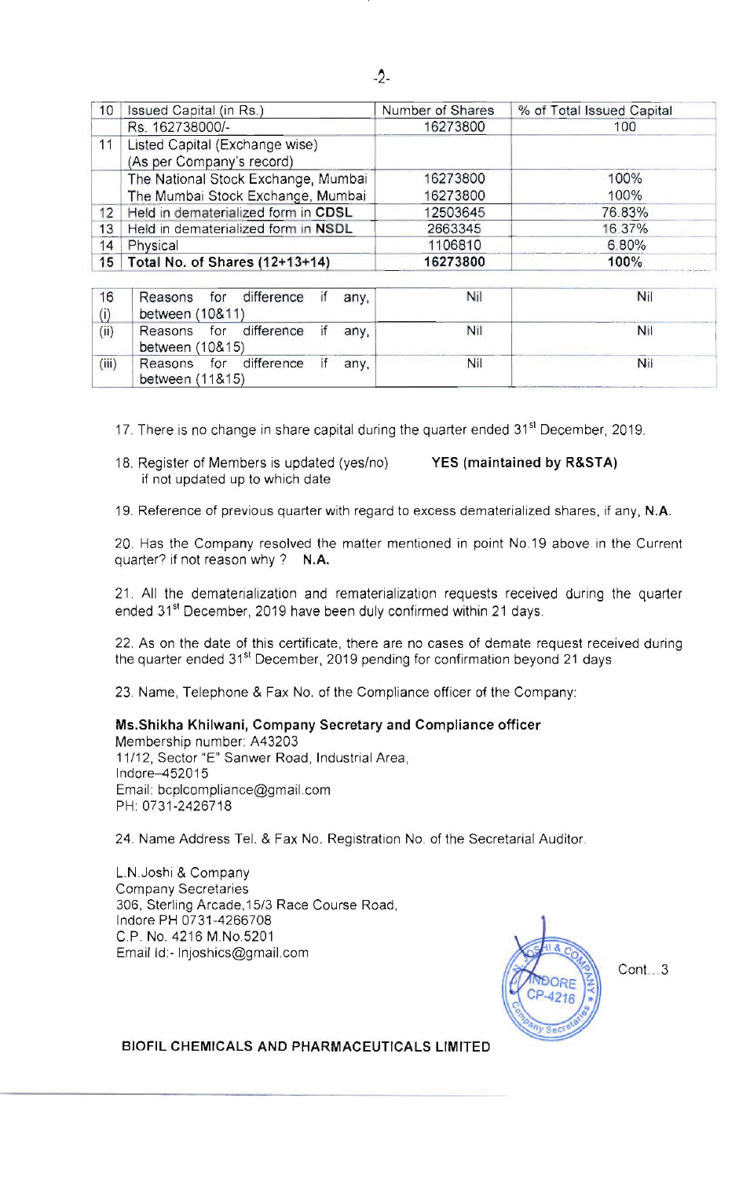| 10 | Issued Capital (in Rs.) | Number of Shares | % of Total Issued Capital |
|---|---|---|---|
| | Rs. 162738000/- | 16273800 | 100 |
| 11 | Listed Capital (Exchange wise) (As per Company's record) | | |
| | The National Stock Exchange, Mumbai | 16273800 | 100% |
| | The Mumbai Stock Exchange, Mumbai | 16273800 | 100% |
| 12 | Held in dematerialized form in **CDSL** | 12503645 | 76.83% |
| 13 | Held in dematerialized form in **NSDL** | 2663345 | 16.37% |
| 14 | Physical | 1106810 | 6.80% |
| **15** | **Total No. of Shares (12+13+14)** | **16273800** | **100%** |

| 16 (i) | Reasons for difference if any, between (10&11) | Nil | Nil |
|---|---|---|---|
| (ii) | Reasons for difference if any, between (10&15) | Nil | Nil |
| (iii) | Reasons for difference if any, between (11&15) | Nil | Nil |

17. There is no change in share capital during the quarter ended 31st December, 2019.

18. Register of Members is updated (yes/no) **YES (maintained by R&STA)**
    if not updated up to which date

19. Reference of previous quarter with regard to excess dematerialized shares, if any, **N.A.**

20. Has the Company resolved the matter mentioned in point No.19 above in the Current quarter? if not reason why ? **N.A.**

21. All the dematerialization and rematerialization requests received during the quarter ended 31st December, 2019 have been duly confirmed within 21 days.

22. As on the date of this certificate, there are no cases of demate request received during the quarter ended 31st December, 2019 pending for confirmation beyond 21 days

23. Name, Telephone & Fax No. of the Compliance officer of the Company:

**Ms.Shikha Khilwani, Company Secretary and Compliance officer**
Membership number: A43203
11/12, Sector "E" Sanwer Road, Industrial Area,
Indore–452015
Email: bcplcompliance@gmail.com
PH: 0731-2426718

24. Name Address Tel. & Fax No. Registration No. of the Secretarial Auditor.

L.N.Joshi & Company
Company Secretaries
306, Sterling Arcade,15/3 Race Course Road,
Indore PH 0731-4266708
C.P. No. 4216 M.No.5201
Email Id:- lnjoshics@gmail.com

Cont...3

**BIOFIL CHEMICALS AND PHARMACEUTICALS LIMITED**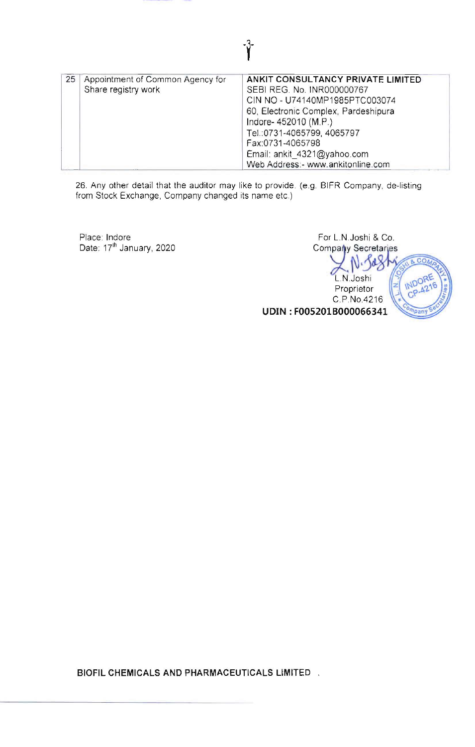| | | |
|---|---|---|
| 25 | Appointment of Common Agency for Share registry work | **ANKIT CONSULTANCY PRIVATE LIMITED**<br>SEBI REG. No. INR000000767<br>CIN NO - U74140MP1985PTC003074<br>60, Electronic Complex, Pardeshipura<br>Indore- 452010 (M.P.)<br>Tel.:0731-4065799, 4065797<br>Fax:0731-4065798<br>Email: ankit_4321@yahoo.com<br>Web Address:- www.ankitonline.com |

26. Any other detail that the auditor may like to provide. (e.g. BIFR Company, de-listing from Stock Exchange, Company changed its name etc.)

Place: Indore
Date: 17th January, 2020

For L.N.Joshi & Co.
Company Secretaries

L.N.Joshi
Proprietor
C.P.No.4216

**UDIN : F005201B000066341**

**BIOFIL CHEMICALS AND PHARMACEUTICALS LIMITED**